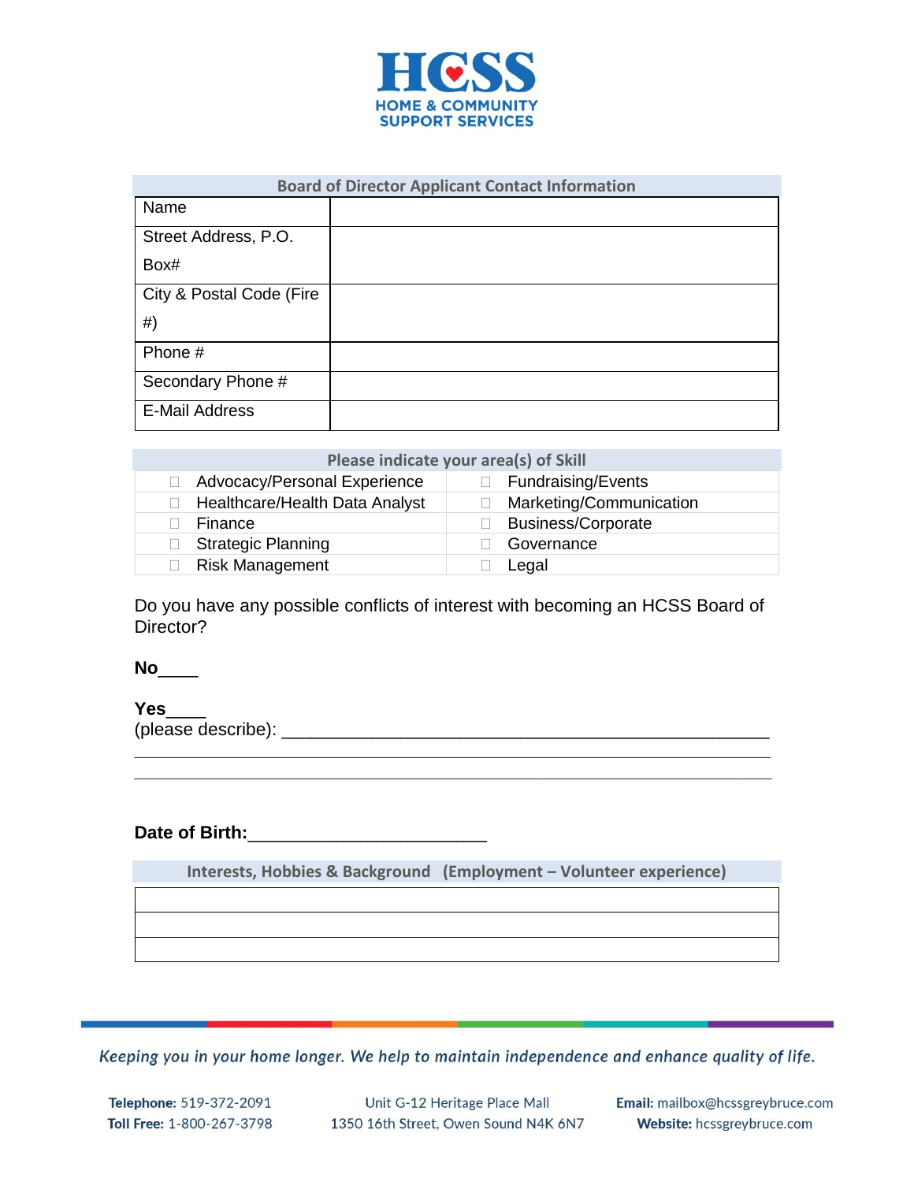# HCSS
**HOME & COMMUNITY SUPPORT SERVICES**

| Board of Director Applicant Contact Information | |
|---|---|
| Name | |
| Street Address, P.O. Box# | |
| City & Postal Code (Fire #) | |
| Phone # | |
| Secondary Phone # | |
| E-Mail Address | |

| Please indicate your area(s) of Skill | |
|---|---|
| ☐ Advocacy/Personal Experience | ☐ Fundraising/Events |
| ☐ Healthcare/Health Data Analyst | ☐ Marketing/Communication |
| ☐ Finance | ☐ Business/Corporate |
| ☐ Strategic Planning | ☐ Governance |
| ☐ Risk Management | ☐ Legal |

Do you have any possible conflicts of interest with becoming an HCSS Board of Director?

**No**____

**Yes**____
(please describe): ______________________________________________________
_____________________________________________________________________
_____________________________________________________________________

**Date of Birth:**________________________

| Interests, Hobbies & Background (Employment – Volunteer experience) |
|---|
| |
| |
| |

*Keeping you in your home longer. We help to maintain independence and enhance quality of life.*

**Telephone:** 519-372-2091
**Toll Free:** 1-800-267-3798

Unit G-12 Heritage Place Mall
1350 16th Street, Owen Sound N4K 6N7

**Email:** mailbox@hcssgreybruce.com
**Website:** hcssgreybruce.com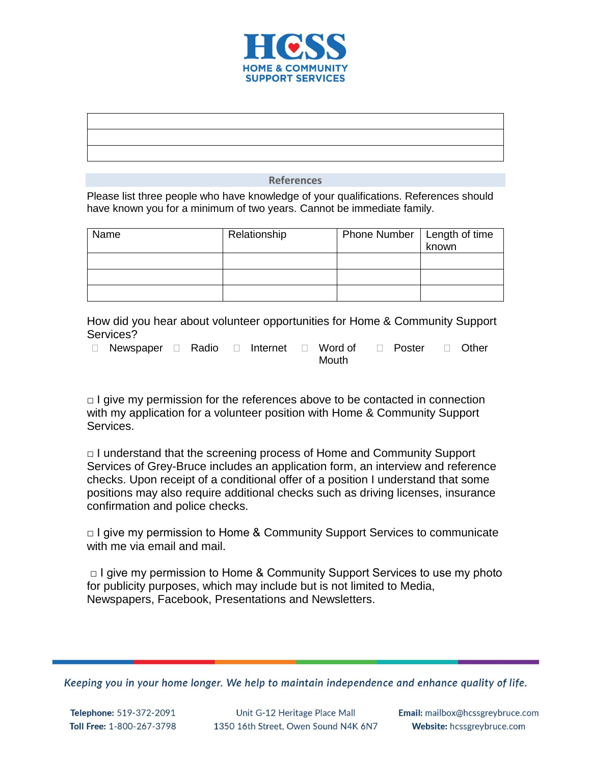# HCSS
HOME & COMMUNITY SUPPORT SERVICES

| |
|---|
| |
| |
| |

## References

Please list three people who have knowledge of your qualifications. References should have known you for a minimum of two years. Cannot be immediate family.

| Name | Relationship | Phone Number | Length of time known |
|---|---|---|---|
| | | | |
| | | | |
| | | | |

How did you hear about volunteer opportunities for Home & Community Support Services?

☐ Newspaper ☐ Radio ☐ Internet ☐ Word of Mouth ☐ Poster ☐ Other

☐ I give my permission for the references above to be contacted in connection with my application for a volunteer position with Home & Community Support Services.

☐ I understand that the screening process of Home and Community Support Services of Grey-Bruce includes an application form, an interview and reference checks. Upon receipt of a conditional offer of a position I understand that some positions may also require additional checks such as driving licenses, insurance confirmation and police checks.

☐ I give my permission to Home & Community Support Services to communicate with me via email and mail.

☐ I give my permission to Home & Community Support Services to use my photo for publicity purposes, which may include but is not limited to Media, Newspapers, Facebook, Presentations and Newsletters.

*Keeping you in your home longer. We help to maintain independence and enhance quality of life.*

**Telephone:** 519-372-2091
**Toll Free:** 1-800-267-3798

Unit G-12 Heritage Place Mall
1350 16th Street, Owen Sound N4K 6N7

**Email:** mailbox@hcssgreybruce.com
**Website:** hcssgreybruce.com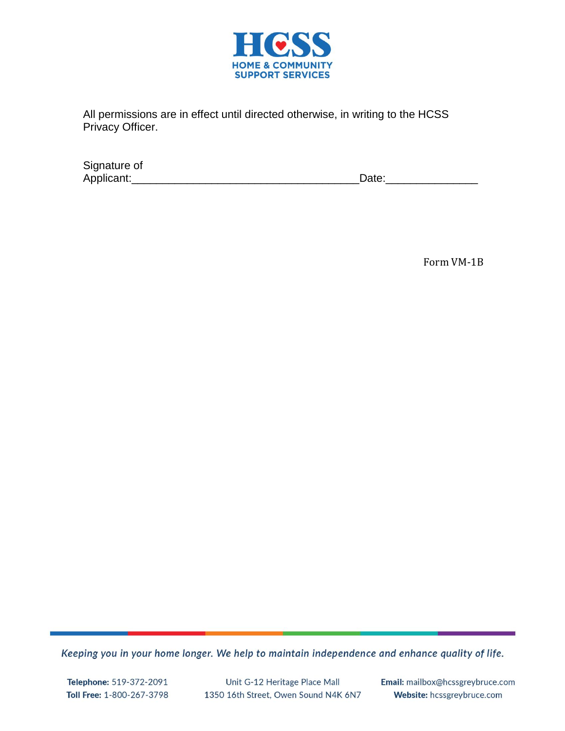All permissions are in effect until directed otherwise, in writing to the HCSS Privacy Officer.

Signature of Applicant:_____________________________________Date:_______________

Form VM-1B